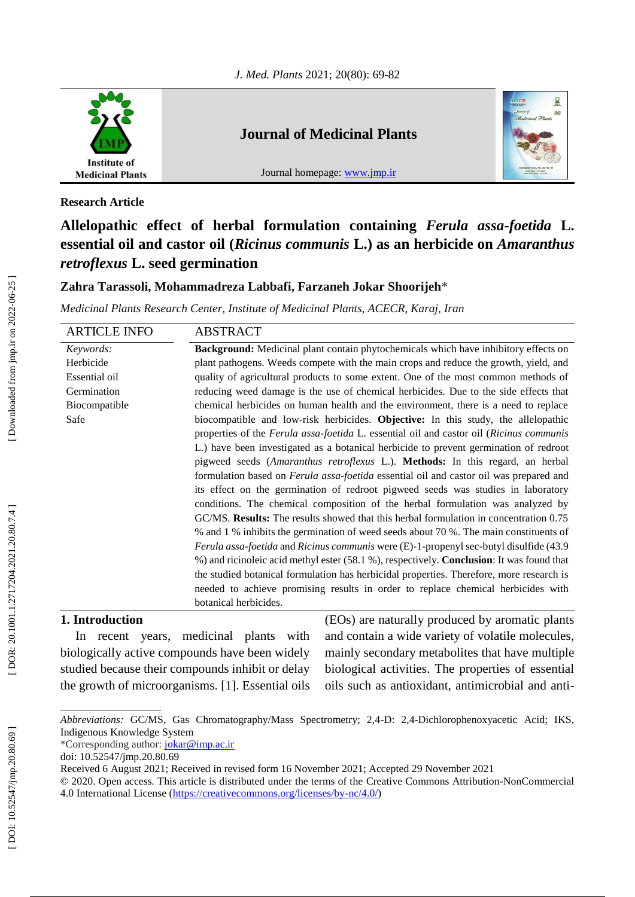**Research Article**

# Allelopathic effect of herbal formulation containing *Ferula assa-foetida* L. essential oil and castor oil (*Ricinus communis* L.) as an herbicide on *Amaranthus retroflexus* L. seed germination

**Zahra Tarassoli, Mohammadreza Labbafi, Farzaneh Jokar Shoorijeh***

*Medicinal Plants Research Center, Institute of Medicinal Plants, ACECR, Karaj, Iran*

## ARTICLE INFO

*Keywords:*
Herbicide
Essential oil
Germination
Biocompatible
Safe

## ABSTRACT

**Background:** Medicinal plant contain phytochemicals which have inhibitory effects on plant pathogens. Weeds compete with the main crops and reduce the growth, yield, and quality of agricultural products to some extent. One of the most common methods of reducing weed damage is the use of chemical herbicides. Due to the side effects that chemical herbicides on human health and the environment, there is a need to replace biocompatible and low-risk herbicides. **Objective:** In this study, the allelopathic properties of the *Ferula assa-foetida* L. essential oil and castor oil (*Ricinus communis* L.) have been investigated as a botanical herbicide to prevent germination of redroot pigweed seeds (*Amaranthus retroflexus* L.). **Methods:** In this regard, an herbal formulation based on *Ferula assa-foetida* essential oil and castor oil was prepared and its effect on the germination of redroot pigweed seeds was studies in laboratory conditions. The chemical composition of the herbal formulation was analyzed by GC/MS. **Results:** The results showed that this herbal formulation in concentration 0.75 % and 1 % inhibits the germination of weed seeds about 70 %. The main constituents of *Ferula assa-foetida* and *Ricinus communis* were (E)-1-propenyl sec-butyl disulfide (43.9 %) and ricinoleic acid methyl ester (58.1 %), respectively. **Conclusion**: It was found that the studied botanical formulation has herbicidal properties. Therefore, more research is needed to achieve promising results in order to replace chemical herbicides with botanical herbicides.

## 1. Introduction

In recent years, medicinal plants with biologically active compounds have been widely studied because their compounds inhibit or delay the growth of microorganisms. [1]. Essential oils (EOs) are naturally produced by aromatic plants and contain a wide variety of volatile molecules, mainly secondary metabolites that have multiple biological activities. The properties of essential oils such as antioxidant, antimicrobial and anti-

---

*Abbreviations:* GC/MS, Gas Chromatography/Mass Spectrometry; 2,4-D: 2,4-Dichlorophenoxyacetic Acid; IKS, Indigenous Knowledge System

*Corresponding author: jokar@imp.ac.ir

doi: 10.52547/jmp.20.80.69

Received 6 August 2021; Received in revised form 16 November 2021; Accepted 29 November 2021

© 2020. Open access. This article is distributed under the terms of the Creative Commons Attribution-NonCommercial 4.0 International License (https://creativecommons.org/licenses/by-nc/4.0/)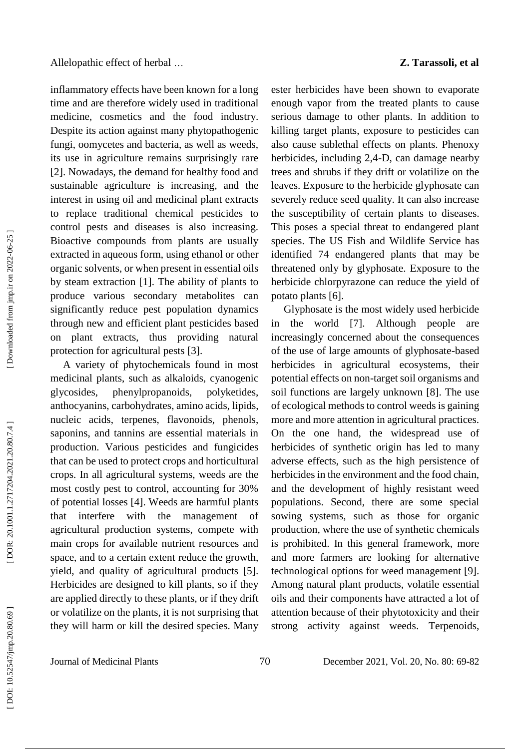inflammatory effects have been known for a long time and are therefore widely used in traditional medicine, cosmetics and the food industry. Despite its action against many phytopathogenic fungi, oomycetes and bacteria, as well as weeds, its use in agriculture remains surprisingly rare [2]. Nowadays, the demand for healthy food and sustainable agriculture is increasing, and the interest in using oil and medicinal plant extracts to replace traditional chemical pesticides to control pests and diseases is also increasing. Bioactive compounds from plants are usually extracted in aqueous form, using ethanol or other organic solvents, or when present in essential oils by steam extraction [1]. The ability of plants to produce various secondary metabolites can significantly reduce pest population dynamics through new and efficient plant pesticides based on plant extracts, thus providing natural protection for agricultural pests [3].

A variety of phytochemicals found in most medicinal plants, such as alkaloids, cyanogenic glycosides, phenylpropanoids, polyketides, anthocyanins, carbohydrates, amino acids, lipids, nucleic acids, terpenes, flavonoids, phenols, saponins, and tannins are essential materials in production. Various pesticides and fungicides that can be used to protect crops and horticultural crops. In all agricultural systems, weeds are the most costly pest to control, accounting for 30% of potential losses [4]. Weeds are harmful plants that interfere with the management of agricultural production systems, compete with main crops for available nutrient resources and space, and to a certain extent reduce the growth, yield, and quality of agricultural products [5]. Herbicides are designed to kill plants, so if they are applied directly to these plants, or if they drift or volatilize on the plants, it is not surprising that they will harm or kill the desired species. Many ester herbicides have been shown to evaporate enough vapor from the treated plants to cause serious damage to other plants. In addition to killing target plants, exposure to pesticides can also cause sublethal effects on plants. Phenoxy herbicides, including 2,4-D, can damage nearby trees and shrubs if they drift or volatilize on the leaves. Exposure to the herbicide glyphosate can severely reduce seed quality. It can also increase the susceptibility of certain plants to diseases. This poses a special threat to endangered plant species. The US Fish and Wildlife Service has identified 74 endangered plants that may be threatened only by glyphosate. Exposure to the herbicide chlorpyrazone can reduce the yield of potato plants [6].

Glyphosate is the most widely used herbicide in the world [7]. Although people are increasingly concerned about the consequences of the use of large amounts of glyphosate-based herbicides in agricultural ecosystems, their potential effects on non-target soil organisms and soil functions are largely unknown [8]. The use of ecological methods to control weeds is gaining more and more attention in agricultural practices. On the one hand, the widespread use of herbicides of synthetic origin has led to many adverse effects, such as the high persistence of herbicides in the environment and the food chain, and the development of highly resistant weed populations. Second, there are some special sowing systems, such as those for organic production, where the use of synthetic chemicals is prohibited. In this general framework, more and more farmers are looking for alternative technological options for weed management [9]. Among natural plant products, volatile essential oils and their components have attracted a lot of attention because of their phytotoxicity and their strong activity against weeds. Terpenoids,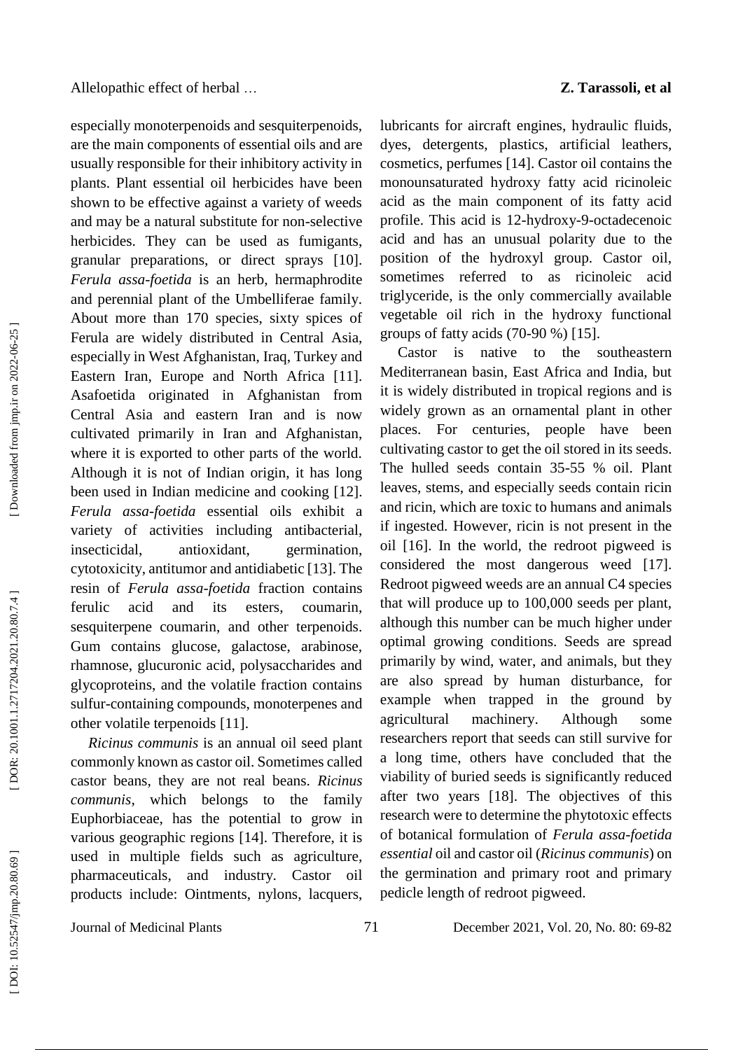especially monoterpenoids and sesquiterpenoids, are the main components of essential oils and are usually responsible for their inhibitory activity in plants. Plant essential oil herbicides have been shown to be effective against a variety of weeds and may be a natural substitute for non-selective herbicides. They can be used as fumigants, granular preparations, or direct sprays [10]. *Ferula assa-foetida* is an herb, hermaphrodite and perennial plant of the Umbelliferae family. About more than 170 species, sixty spices of Ferula are widely distributed in Central Asia, especially in West Afghanistan, Iraq, Turkey and Eastern Iran, Europe and North Africa [11]. Asafoetida originated in Afghanistan from Central Asia and eastern Iran and is now cultivated primarily in Iran and Afghanistan, where it is exported to other parts of the world. Although it is not of Indian origin, it has long been used in Indian medicine and cooking [12]. *Ferula assa-foetida* essential oils exhibit a variety of activities including antibacterial, insecticidal, antioxidant, germination, cytotoxicity, antitumor and antidiabetic [13]. The resin of *Ferula assa-foetida* fraction contains ferulic acid and its esters, coumarin, sesquiterpene coumarin, and other terpenoids. Gum contains glucose, galactose, arabinose, rhamnose, glucuronic acid, polysaccharides and glycoproteins, and the volatile fraction contains sulfur-containing compounds, monoterpenes and other volatile terpenoids [11].

*Ricinus communis* is an annual oil seed plant commonly known as castor oil. Sometimes called castor beans, they are not real beans. *Ricinus communis*, which belongs to the family Euphorbiaceae, has the potential to grow in various geographic regions [14]. Therefore, it is used in multiple fields such as agriculture, pharmaceuticals, and industry. Castor oil products include: Ointments, nylons, lacquers, lubricants for aircraft engines, hydraulic fluids, dyes, detergents, plastics, artificial leathers, cosmetics, perfumes [14]. Castor oil contains the monounsaturated hydroxy fatty acid ricinoleic acid as the main component of its fatty acid profile. This acid is 12-hydroxy-9-octadecenoic acid and has an unusual polarity due to the position of the hydroxyl group. Castor oil, sometimes referred to as ricinoleic acid triglyceride, is the only commercially available vegetable oil rich in the hydroxy functional groups of fatty acids (70-90 %) [15].

Castor is native to the southeastern Mediterranean basin, East Africa and India, but it is widely distributed in tropical regions and is widely grown as an ornamental plant in other places. For centuries, people have been cultivating castor to get the oil stored in its seeds. The hulled seeds contain 35-55 % oil. Plant leaves, stems, and especially seeds contain ricin and ricin, which are toxic to humans and animals if ingested. However, ricin is not present in the oil [16]. In the world, the redroot pigweed is considered the most dangerous weed [17]. Redroot pigweed weeds are an annual C4 species that will produce up to 100,000 seeds per plant, although this number can be much higher under optimal growing conditions. Seeds are spread primarily by wind, water, and animals, but they are also spread by human disturbance, for example when trapped in the ground by agricultural machinery. Although some researchers report that seeds can still survive for a long time, others have concluded that the viability of buried seeds is significantly reduced after two years [18]. The objectives of this research were to determine the phytotoxic effects of botanical formulation of *Ferula assa-foetida essential* oil and castor oil (*Ricinus communis*) on the germination and primary root and primary pedicle length of redroot pigweed.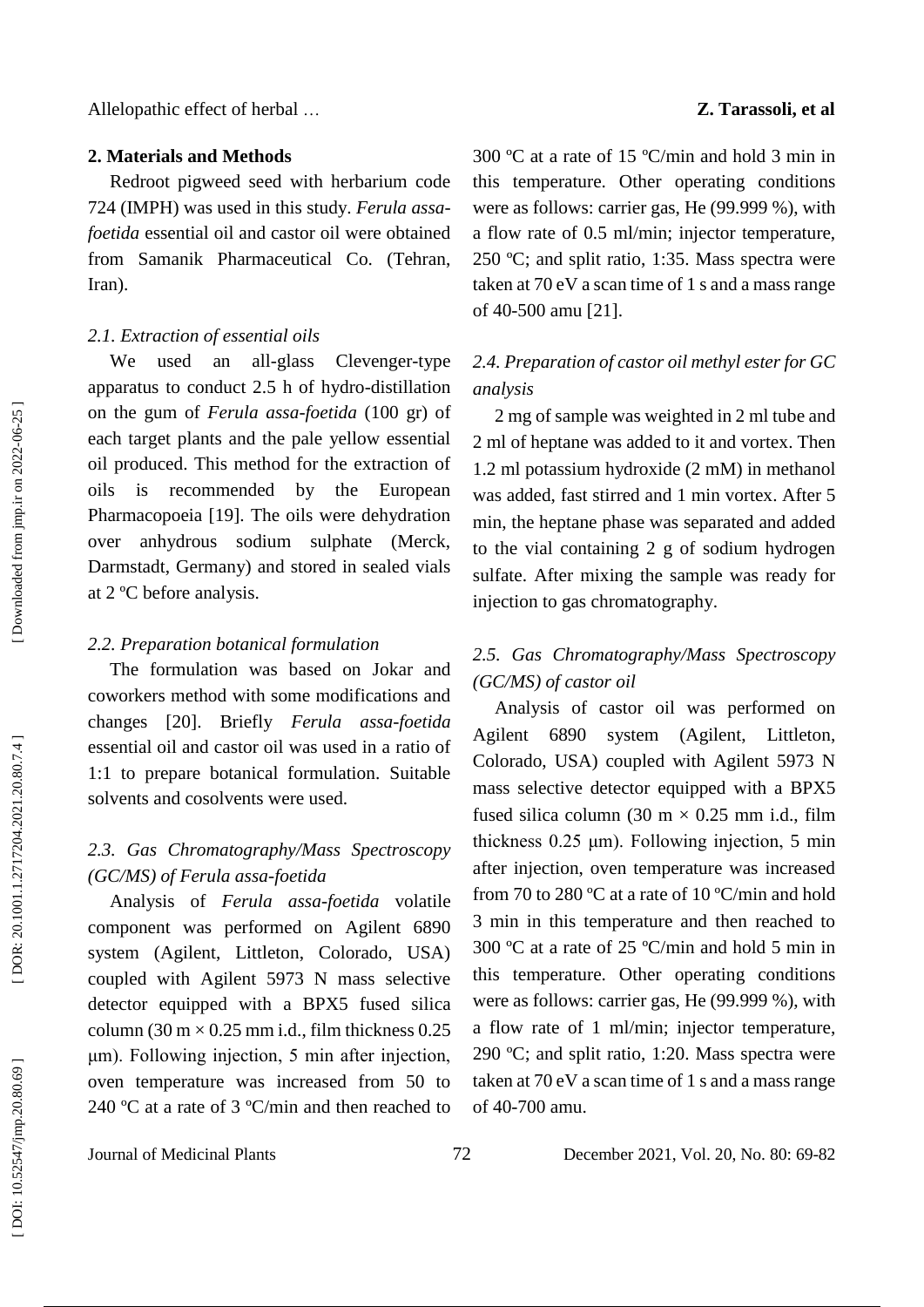## 2. Materials and Methods

Redroot pigweed seed with herbarium code 724 (IMPH) was used in this study. *Ferula assa-foetida* essential oil and castor oil were obtained from Samanik Pharmaceutical Co. (Tehran, Iran).

### 2.1. Extraction of essential oils

We used an all-glass Clevenger-type apparatus to conduct 2.5 h of hydro-distillation on the gum of *Ferula assa-foetida* (100 gr) of each target plants and the pale yellow essential oil produced. This method for the extraction of oils is recommended by the European Pharmacopoeia [19]. The oils were dehydration over anhydrous sodium sulphate (Merck, Darmstadt, Germany) and stored in sealed vials at 2 ºC before analysis.

### 2.2. Preparation botanical formulation

The formulation was based on Jokar and coworkers method with some modifications and changes [20]. Briefly *Ferula assa-foetida* essential oil and castor oil was used in a ratio of 1:1 to prepare botanical formulation. Suitable solvents and cosolvents were used.

### 2.3. Gas Chromatography/Mass Spectroscopy (GC/MS) of *Ferula assa-foetida*

Analysis of *Ferula assa-foetida* volatile component was performed on Agilent 6890 system (Agilent, Littleton, Colorado, USA) coupled with Agilent 5973 N mass selective detector equipped with a BPX5 fused silica column (30 m × 0.25 mm i.d., film thickness 0.25 μm). Following injection, 5 min after injection, oven temperature was increased from 50 to 240 ºC at a rate of 3 ºC/min and then reached to 300 ºC at a rate of 15 ºC/min and hold 3 min in this temperature. Other operating conditions were as follows: carrier gas, He (99.999 %), with a flow rate of 0.5 ml/min; injector temperature, 250 ºC; and split ratio, 1:35. Mass spectra were taken at 70 eV a scan time of 1 s and a mass range of 40-500 amu [21].

### 2.4. Preparation of castor oil methyl ester for GC analysis

2 mg of sample was weighted in 2 ml tube and 2 ml of heptane was added to it and vortex. Then 1.2 ml potassium hydroxide (2 mM) in methanol was added, fast stirred and 1 min vortex. After 5 min, the heptane phase was separated and added to the vial containing 2 g of sodium hydrogen sulfate. After mixing the sample was ready for injection to gas chromatography.

### 2.5. Gas Chromatography/Mass Spectroscopy (GC/MS) of castor oil

Analysis of castor oil was performed on Agilent 6890 system (Agilent, Littleton, Colorado, USA) coupled with Agilent 5973 N mass selective detector equipped with a BPX5 fused silica column (30 m × 0.25 mm i.d., film thickness 0.25 μm). Following injection, 5 min after injection, oven temperature was increased from 70 to 280 ºC at a rate of 10 ºC/min and hold 3 min in this temperature and then reached to 300 ºC at a rate of 25 ºC/min and hold 5 min in this temperature. Other operating conditions were as follows: carrier gas, He (99.999 %), with a flow rate of 1 ml/min; injector temperature, 290 ºC; and split ratio, 1:20. Mass spectra were taken at 70 eV a scan time of 1 s and a mass range of 40-700 amu.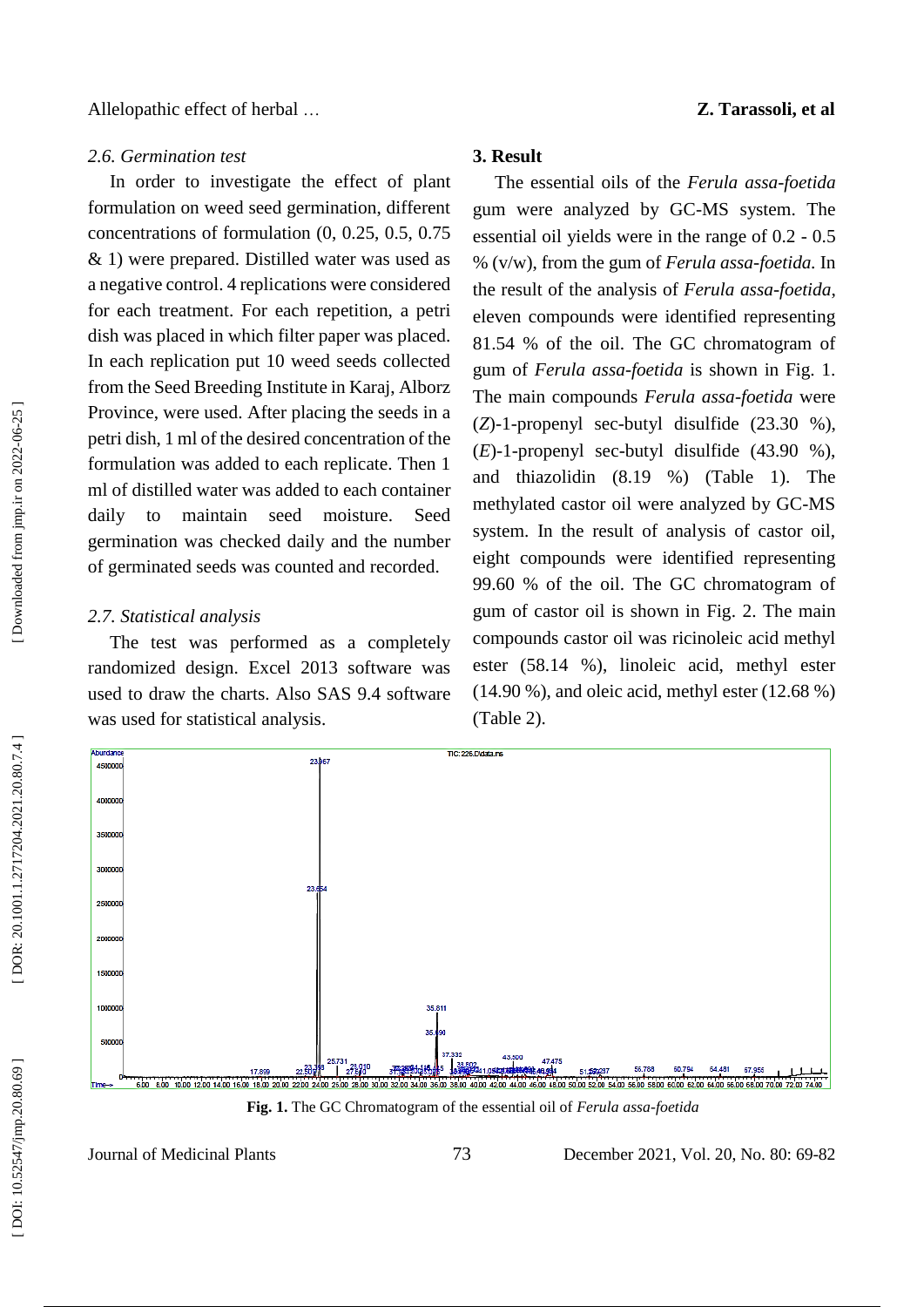### 2.6. Germination test

In order to investigate the effect of plant formulation on weed seed germination, different concentrations of formulation (0, 0.25, 0.5, 0.75 & 1) were prepared. Distilled water was used as a negative control. 4 replications were considered for each treatment. For each repetition, a petri dish was placed in which filter paper was placed. In each replication put 10 weed seeds collected from the Seed Breeding Institute in Karaj, Alborz Province, were used. After placing the seeds in a petri dish, 1 ml of the desired concentration of the formulation was added to each replicate. Then 1 ml of distilled water was added to each container daily to maintain seed moisture. Seed germination was checked daily and the number of germinated seeds was counted and recorded.

### 2.7. Statistical analysis

The test was performed as a completely randomized design. Excel 2013 software was used to draw the charts. Also SAS 9.4 software was used for statistical analysis.

## 3. Result

The essential oils of the *Ferula assa-foetida* gum were analyzed by GC-MS system. The essential oil yields were in the range of 0.2 - 0.5 % (v/w), from the gum of *Ferula assa-foetida.* In the result of the analysis of *Ferula assa-foetida*, eleven compounds were identified representing 81.54 % of the oil. The GC chromatogram of gum of *Ferula assa-foetida* is shown in Fig. 1. The main compounds *Ferula assa-foetida* were (*Z*)-1-propenyl sec-butyl disulfide (23.30 %), (*E*)-1-propenyl sec-butyl disulfide (43.90 %), and thiazolidin (8.19 %) (Table 1). The methylated castor oil were analyzed by GC-MS system. In the result of analysis of castor oil, eight compounds were identified representing 99.60 % of the oil. The GC chromatogram of gum of castor oil is shown in Fig. 2. The main compounds castor oil was ricinoleic acid methyl ester (58.14 %), linoleic acid, methyl ester (14.90 %), and oleic acid, methyl ester (12.68 %) (Table 2).

**Fig. 1.** The GC Chromatogram of the essential oil of *Ferula assa-foetida*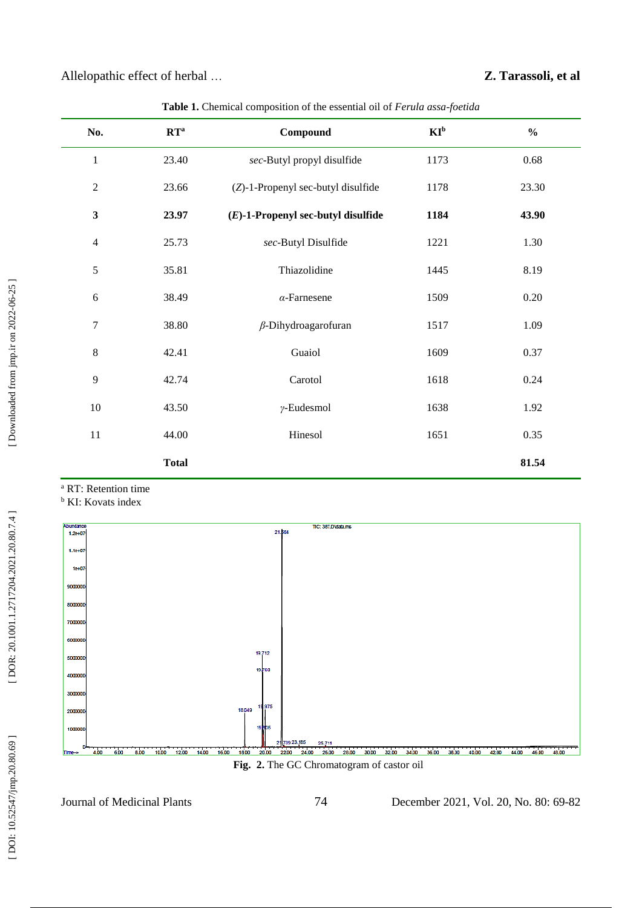**Table 1.** Chemical composition of the essential oil of *Ferula assa-foetida*

| No. | RT[a] | Compound | KI[b] | % |
|---|---|---|---|---|
| 1 | 23.40 | *sec*-Butyl propyl disulfide | 1173 | 0.68 |
| 2 | 23.66 | (*Z*)-1-Propenyl sec-butyl disulfide | 1178 | 23.30 |
| **3** | **23.97** | **(*E*)-1-Propenyl sec-butyl disulfide** | **1184** | **43.90** |
| 4 | 25.73 | *sec*-Butyl Disulfide | 1221 | 1.30 |
| 5 | 35.81 | Thiazolidine | 1445 | 8.19 |
| 6 | 38.49 | *α*-Farnesene | 1509 | 0.20 |
| 7 | 38.80 | *β*-Dihydroagarofuran | 1517 | 1.09 |
| 8 | 42.41 | Guaiol | 1609 | 0.37 |
| 9 | 42.74 | Carotol | 1618 | 0.24 |
| 10 | 43.50 | *γ*-Eudesmol | 1638 | 1.92 |
| 11 | 44.00 | Hinesol | 1651 | 0.35 |
| | **Total** | | | **81.54** |

[a] RT: Retention time

[b] KI: Kovats index

**Fig. 2.** The GC Chromatogram of castor oil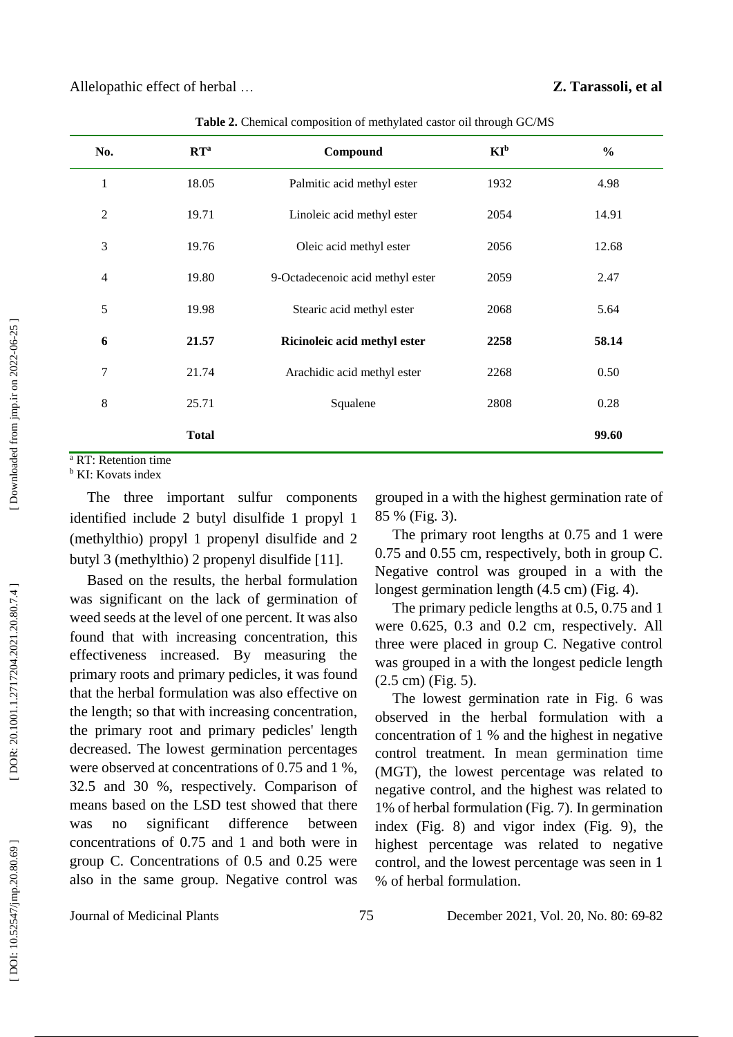**Table 2.** Chemical composition of methylated castor oil through GC/MS

| No. | RT[a] | Compound | KI[b] | % |
|---|---|---|---|---|
| 1 | 18.05 | Palmitic acid methyl ester | 1932 | 4.98 |
| 2 | 19.71 | Linoleic acid methyl ester | 2054 | 14.91 |
| 3 | 19.76 | Oleic acid methyl ester | 2056 | 12.68 |
| 4 | 19.80 | 9-Octadecenoic acid methyl ester | 2059 | 2.47 |
| 5 | 19.98 | Stearic acid methyl ester | 2068 | 5.64 |
| **6** | **21.57** | **Ricinoleic acid methyl ester** | **2258** | **58.14** |
| 7 | 21.74 | Arachidic acid methyl ester | 2268 | 0.50 |
| 8 | 25.71 | Squalene | 2808 | 0.28 |
| | **Total** | | | **99.60** |

[a] RT: Retention time
[b] KI: Kovats index

The three important sulfur components identified include 2 butyl disulfide 1 propyl 1 (methylthio) propyl 1 propenyl disulfide and 2 butyl 3 (methylthio) 2 propenyl disulfide [11].

Based on the results, the herbal formulation was significant on the lack of germination of weed seeds at the level of one percent. It was also found that with increasing concentration, this effectiveness increased. By measuring the primary roots and primary pedicles, it was found that the herbal formulation was also effective on the length; so that with increasing concentration, the primary root and primary pedicles' length decreased. The lowest germination percentages were observed at concentrations of 0.75 and 1 %, 32.5 and 30 %, respectively. Comparison of means based on the LSD test showed that there was no significant difference between concentrations of 0.75 and 1 and both were in group C. Concentrations of 0.5 and 0.25 were also in the same group. Negative control was grouped in a with the highest germination rate of 85 % (Fig. 3).

The primary root lengths at 0.75 and 1 were 0.75 and 0.55 cm, respectively, both in group C. Negative control was grouped in a with the longest germination length (4.5 cm) (Fig. 4).

The primary pedicle lengths at 0.5, 0.75 and 1 were 0.625, 0.3 and 0.2 cm, respectively. All three were placed in group C. Negative control was grouped in a with the longest pedicle length (2.5 cm) (Fig. 5).

The lowest germination rate in Fig. 6 was observed in the herbal formulation with a concentration of 1 % and the highest in negative control treatment. In mean germination time (MGT), the lowest percentage was related to negative control, and the highest was related to 1% of herbal formulation (Fig. 7). In germination index (Fig. 8) and vigor index (Fig. 9), the highest percentage was related to negative control, and the lowest percentage was seen in 1 % of herbal formulation.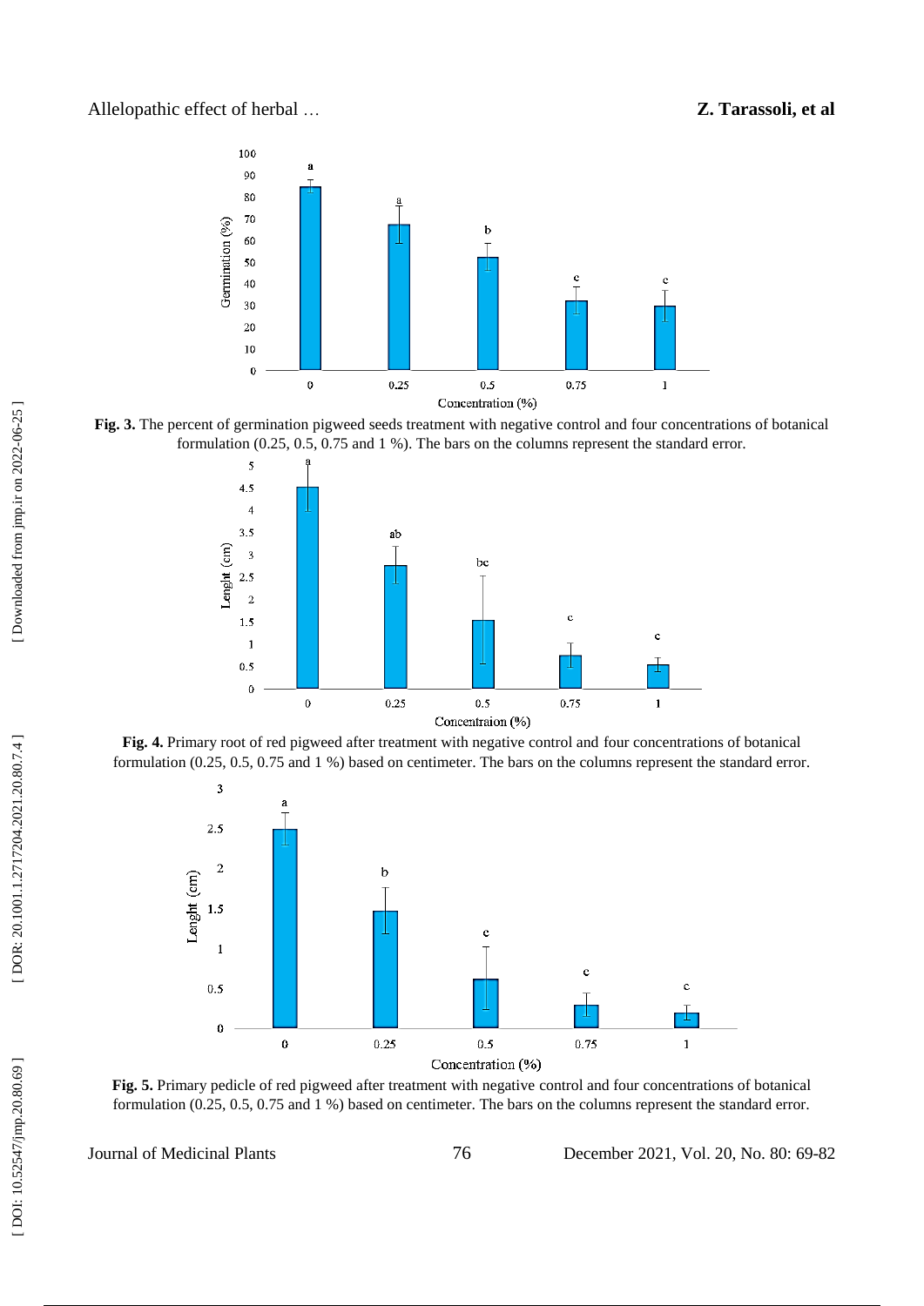**Fig. 3.** The percent of germination pigweed seeds treatment with negative control and four concentrations of botanical formulation (0.25, 0.5, 0.75 and 1 %). The bars on the columns represent the standard error.

**Fig. 4.** Primary root of red pigweed after treatment with negative control and four concentrations of botanical formulation (0.25, 0.5, 0.75 and 1 %) based on centimeter. The bars on the columns represent the standard error.

**Fig. 5.** Primary pedicle of red pigweed after treatment with negative control and four concentrations of botanical formulation (0.25, 0.5, 0.75 and 1 %) based on centimeter. The bars on the columns represent the standard error.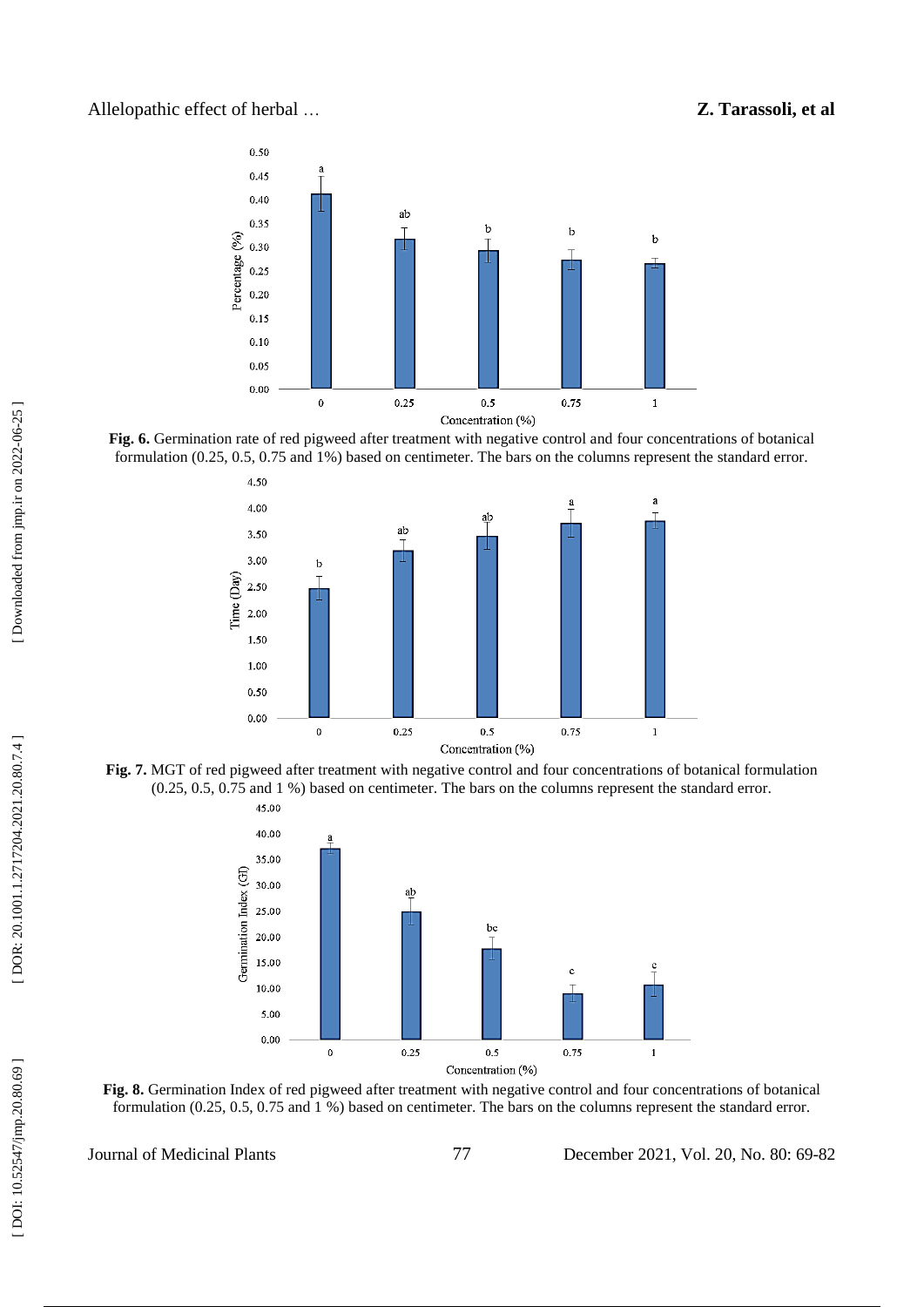**Fig. 6.** Germination rate of red pigweed after treatment with negative control and four concentrations of botanical formulation (0.25, 0.5, 0.75 and 1%) based on centimeter. The bars on the columns represent the standard error.

**Fig. 7.** MGT of red pigweed after treatment with negative control and four concentrations of botanical formulation (0.25, 0.5, 0.75 and 1 %) based on centimeter. The bars on the columns represent the standard error.

**Fig. 8.** Germination Index of red pigweed after treatment with negative control and four concentrations of botanical formulation (0.25, 0.5, 0.75 and 1 %) based on centimeter. The bars on the columns represent the standard error.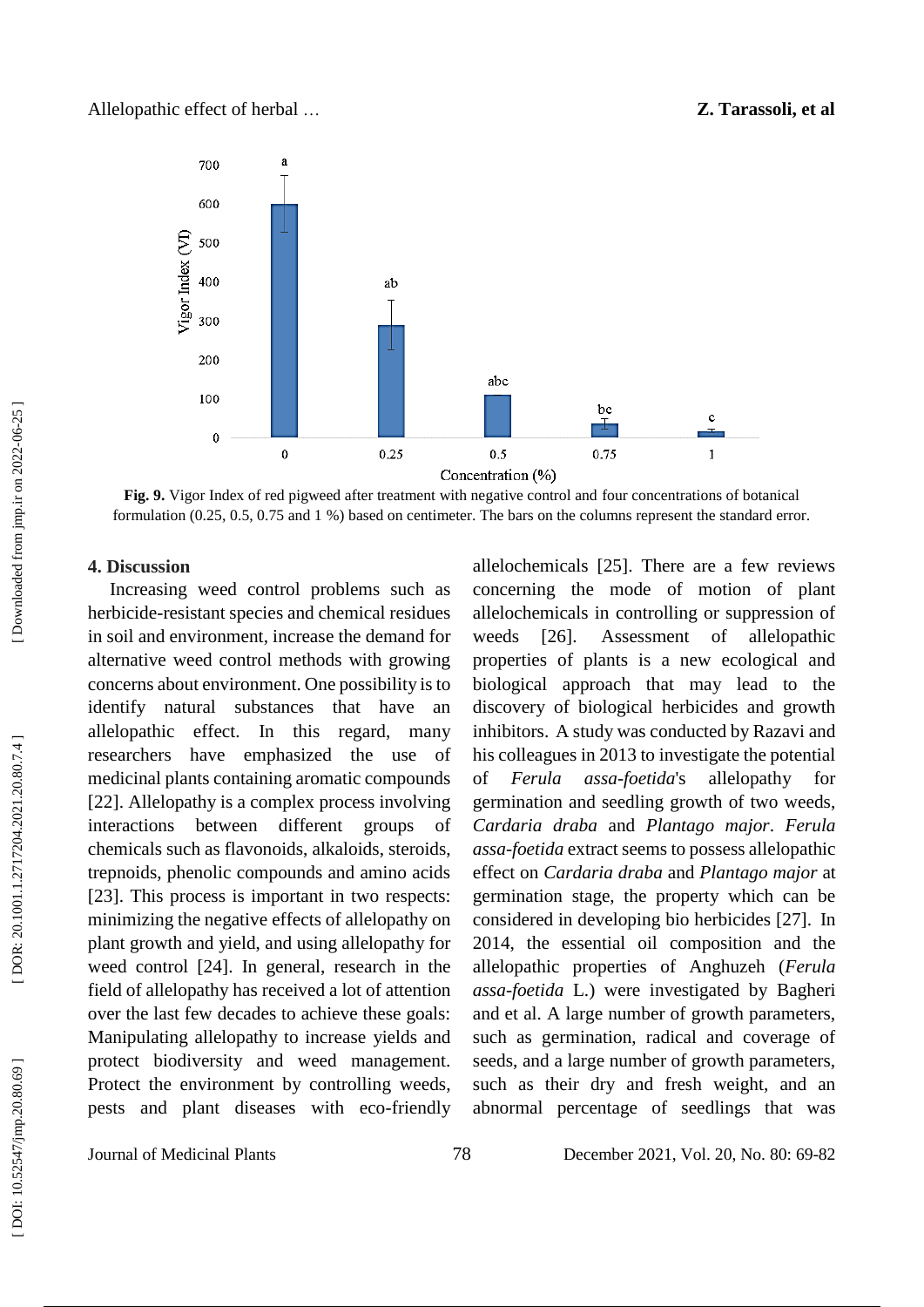**Fig. 9.** Vigor Index of red pigweed after treatment with negative control and four concentrations of botanical formulation (0.25, 0.5, 0.75 and 1 %) based on centimeter. The bars on the columns represent the standard error.

## 4. Discussion

Increasing weed control problems such as herbicide-resistant species and chemical residues in soil and environment, increase the demand for alternative weed control methods with growing concerns about environment. One possibility is to identify natural substances that have an allelopathic effect. In this regard, many researchers have emphasized the use of medicinal plants containing aromatic compounds [22]. Allelopathy is a complex process involving interactions between different groups of chemicals such as flavonoids, alkaloids, steroids, trepnoids, phenolic compounds and amino acids [23]. This process is important in two respects: minimizing the negative effects of allelopathy on plant growth and yield, and using allelopathy for weed control [24]. In general, research in the field of allelopathy has received a lot of attention over the last few decades to achieve these goals: Manipulating allelopathy to increase yields and protect biodiversity and weed management. Protect the environment by controlling weeds, pests and plant diseases with eco-friendly allelochemicals [25]. There are a few reviews concerning the mode of motion of plant allelochemicals in controlling or suppression of weeds [26]. Assessment of allelopathic properties of plants is a new ecological and biological approach that may lead to the discovery of biological herbicides and growth inhibitors. A study was conducted by Razavi and his colleagues in 2013 to investigate the potential of *Ferula assa-foetida*'s allelopathy for germination and seedling growth of two weeds, *Cardaria draba* and *Plantago major*. *Ferula assa-foetida* extract seems to possess allelopathic effect on *Cardaria draba* and *Plantago major* at germination stage, the property which can be considered in developing bio herbicides [27]. In 2014, the essential oil composition and the allelopathic properties of Anghuzeh (*Ferula assa-foetida* L.) were investigated by Bagheri and et al. A large number of growth parameters, such as germination, radical and coverage of seeds, and a large number of growth parameters, such as their dry and fresh weight, and an abnormal percentage of seedlings that was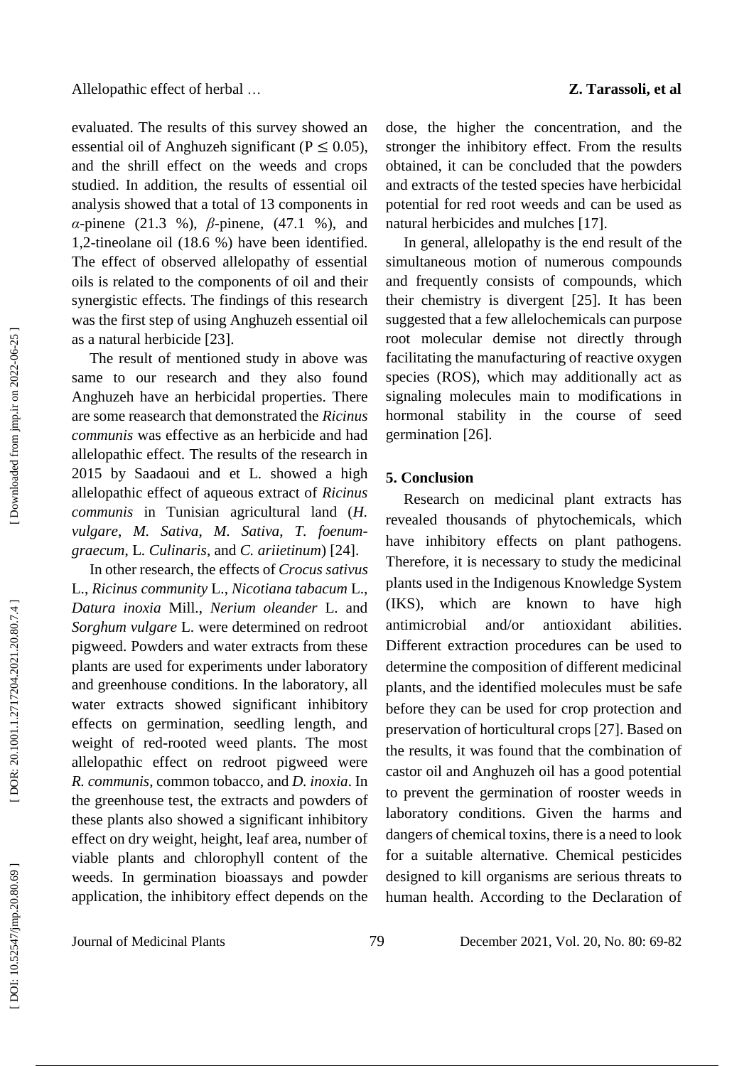evaluated. The results of this survey showed an essential oil of Anghuzeh significant ($P \leq 0.05$), and the shrill effect on the weeds and crops studied. In addition, the results of essential oil analysis showed that a total of 13 components in *α*-pinene (21.3 %), *β*-pinene, (47.1 %), and 1,2-tineolane oil (18.6 %) have been identified. The effect of observed allelopathy of essential oils is related to the components of oil and their synergistic effects. The findings of this research was the first step of using Anghuzeh essential oil as a natural herbicide [23].

The result of mentioned study in above was same to our research and they also found Anghuzeh have an herbicidal properties. There are some reasearch that demonstrated the *Ricinus communis* was effective as an herbicide and had allelopathic effect. The results of the research in 2015 by Saadaoui and et L. showed a high allelopathic effect of aqueous extract of *Ricinus communis* in Tunisian agricultural land (*H. vulgare*, *M. Sativa*, *M. Sativa*, *T. foenum-graecum*, L. *Culinaris*, and *C. ariietinum*) [24].

In other research, the effects of *Crocus sativus* L., *Ricinus community* L., *Nicotiana tabacum* L., *Datura inoxia* Mill., *Nerium oleander* L. and *Sorghum vulgare* L. were determined on redroot pigweed. Powders and water extracts from these plants are used for experiments under laboratory and greenhouse conditions. In the laboratory, all water extracts showed significant inhibitory effects on germination, seedling length, and weight of red-rooted weed plants. The most allelopathic effect on redroot pigweed were *R. communis*, common tobacco, and *D. inoxia*. In the greenhouse test, the extracts and powders of these plants also showed a significant inhibitory effect on dry weight, height, leaf area, number of viable plants and chlorophyll content of the weeds. In germination bioassays and powder application, the inhibitory effect depends on the dose, the higher the concentration, and the stronger the inhibitory effect. From the results obtained, it can be concluded that the powders and extracts of the tested species have herbicidal potential for red root weeds and can be used as natural herbicides and mulches [17].

In general, allelopathy is the end result of the simultaneous motion of numerous compounds and frequently consists of compounds, which their chemistry is divergent [25]. It has been suggested that a few allelochemicals can purpose root molecular demise not directly through facilitating the manufacturing of reactive oxygen species (ROS), which may additionally act as signaling molecules main to modifications in hormonal stability in the course of seed germination [26].

## 5. Conclusion

Research on medicinal plant extracts has revealed thousands of phytochemicals, which have inhibitory effects on plant pathogens. Therefore, it is necessary to study the medicinal plants used in the Indigenous Knowledge System (IKS), which are known to have high antimicrobial and/or antioxidant abilities. Different extraction procedures can be used to determine the composition of different medicinal plants, and the identified molecules must be safe before they can be used for crop protection and preservation of horticultural crops [27]. Based on the results, it was found that the combination of castor oil and Anghuzeh oil has a good potential to prevent the germination of rooster weeds in laboratory conditions. Given the harms and dangers of chemical toxins, there is a need to look for a suitable alternative. Chemical pesticides designed to kill organisms are serious threats to human health. According to the Declaration of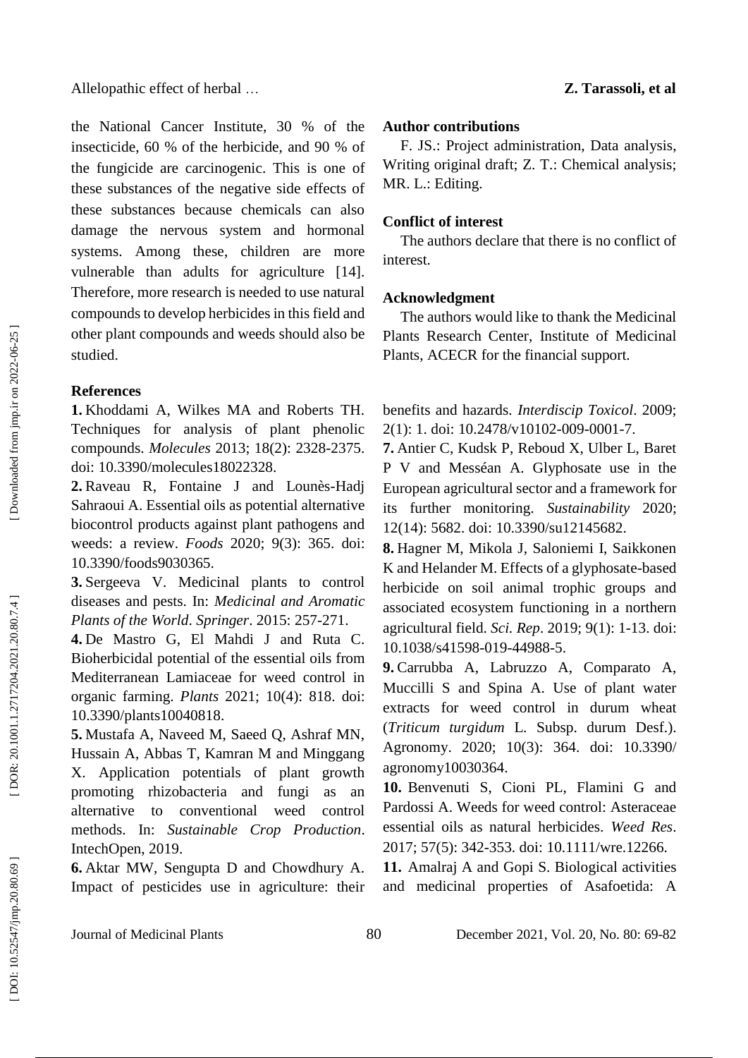the National Cancer Institute, 30 % of the insecticide, 60 % of the herbicide, and 90 % of the fungicide are carcinogenic. This is one of these substances of the negative side effects of these substances because chemicals can also damage the nervous system and hormonal systems. Among these, children are more vulnerable than adults for agriculture [14]. Therefore, more research is needed to use natural compounds to develop herbicides in this field and other plant compounds and weeds should also be studied.

## Author contributions

F. JS.: Project administration, Data analysis, Writing original draft; Z. T.: Chemical analysis; MR. L.: Editing.

## Conflict of interest

The authors declare that there is no conflict of interest.

## Acknowledgment

The authors would like to thank the Medicinal Plants Research Center, Institute of Medicinal Plants, ACECR for the financial support.

## References

**1.** Khoddami A, Wilkes MA and Roberts TH. Techniques for analysis of plant phenolic compounds. *Molecules* 2013; 18(2): 2328-2375. doi: 10.3390/molecules18022328.

**2.** Raveau R, Fontaine J and Lounès-Hadj Sahraoui A. Essential oils as potential alternative biocontrol products against plant pathogens and weeds: a review. *Foods* 2020; 9(3): 365. doi: 10.3390/foods9030365.

**3.** Sergeeva V. Medicinal plants to control diseases and pests. In: *Medicinal and Aromatic Plants of the World*. *Springer*. 2015: 257-271.

**4.** De Mastro G, El Mahdi J and Ruta C. Bioherbicidal potential of the essential oils from Mediterranean Lamiaceae for weed control in organic farming. *Plants* 2021; 10(4): 818. doi: 10.3390/plants10040818.

**5.** Mustafa A, Naveed M, Saeed Q, Ashraf MN, Hussain A, Abbas T, Kamran M and Minggang X. Application potentials of plant growth promoting rhizobacteria and fungi as an alternative to conventional weed control methods. In: *Sustainable Crop Production*. IntechOpen, 2019.

**6.** Aktar MW, Sengupta D and Chowdhury A. Impact of pesticides use in agriculture: their benefits and hazards. *Interdiscip Toxicol*. 2009; 2(1): 1. doi: 10.2478/v10102-009-0001-7.

**7.** Antier C, Kudsk P, Reboud X, Ulber L, Baret P V and Messéan A. Glyphosate use in the European agricultural sector and a framework for its further monitoring. *Sustainability* 2020; 12(14): 5682. doi: 10.3390/su12145682.

**8.** Hagner M, Mikola J, Saloniemi I, Saikkonen K and Helander M. Effects of a glyphosate-based herbicide on soil animal trophic groups and associated ecosystem functioning in a northern agricultural field. *Sci. Rep*. 2019; 9(1): 1-13. doi: 10.1038/s41598-019-44988-5.

**9.** Carrubba A, Labruzzo A, Comparato A, Muccilli S and Spina A. Use of plant water extracts for weed control in durum wheat (*Triticum turgidum* L. Subsp. durum Desf.). Agronomy. 2020; 10(3): 364. doi: 10.3390/ agronomy10030364.

**10.** Benvenuti S, Cioni PL, Flamini G and Pardossi A. Weeds for weed control: Asteraceae essential oils as natural herbicides. *Weed Res*. 2017; 57(5): 342-353. doi: 10.1111/wre.12266.

**11.** Amalraj A and Gopi S. Biological activities and medicinal properties of Asafoetida: A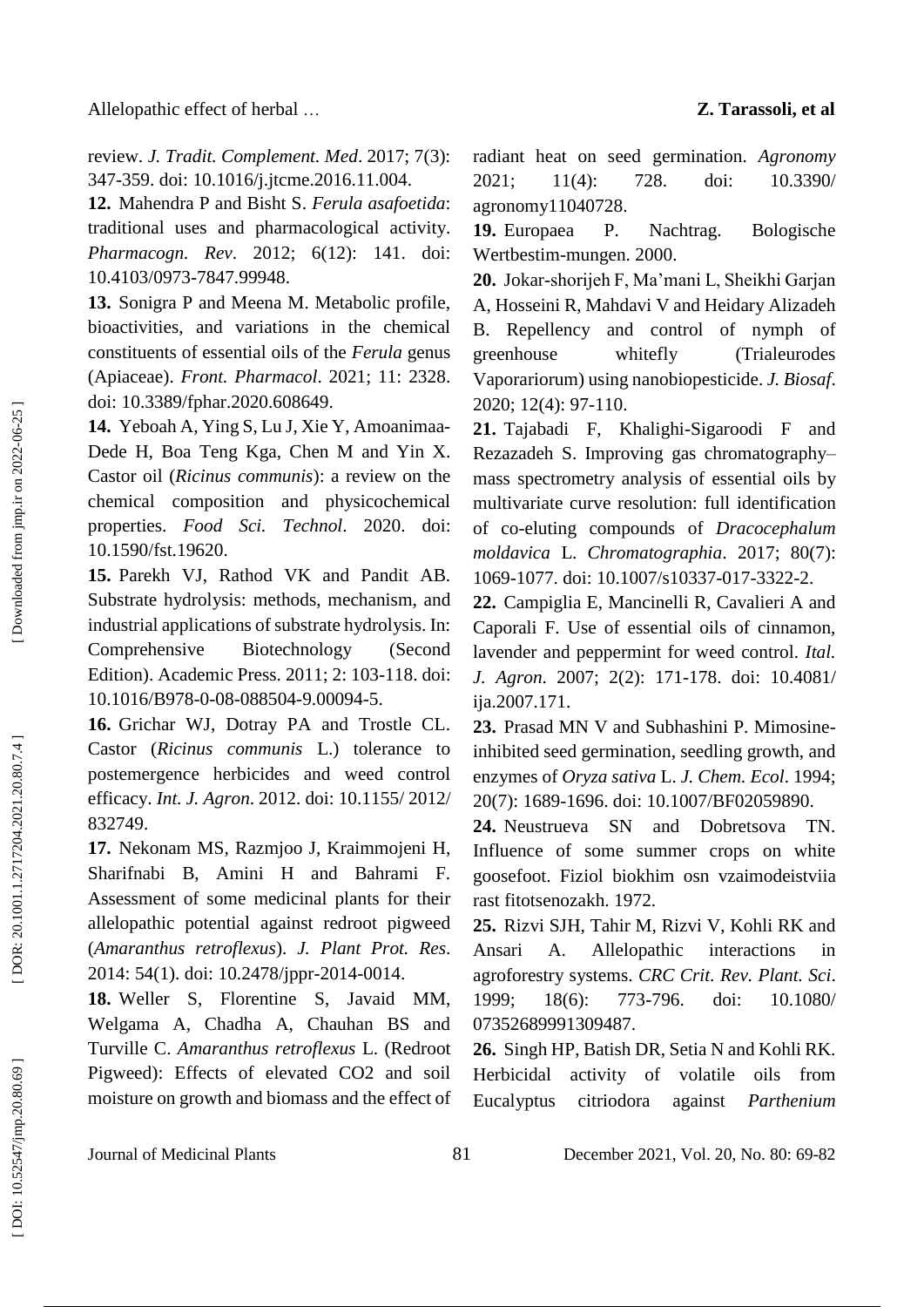review. *J. Tradit. Complement. Med*. 2017; 7(3): 347-359. doi: 10.1016/j.jtcme.2016.11.004.

**12.** Mahendra P and Bisht S. *Ferula asafoetida*: traditional uses and pharmacological activity. *Pharmacogn. Rev*. 2012; 6(12): 141. doi: 10.4103/0973-7847.99948.

**13.** Sonigra P and Meena M. Metabolic profile, bioactivities, and variations in the chemical constituents of essential oils of the *Ferula* genus (Apiaceae). *Front. Pharmacol*. 2021; 11: 2328. doi: 10.3389/fphar.2020.608649.

**14.** Yeboah A, Ying S, Lu J, Xie Y, Amoanimaa-Dede H, Boa Teng Kga, Chen M and Yin X. Castor oil (*Ricinus communis*): a review on the chemical composition and physicochemical properties. *Food Sci. Technol*. 2020. doi: 10.1590/fst.19620.

**15.** Parekh VJ, Rathod VK and Pandit AB. Substrate hydrolysis: methods, mechanism, and industrial applications of substrate hydrolysis. In: Comprehensive Biotechnology (Second Edition). Academic Press. 2011; 2: 103-118. doi: 10.1016/B978-0-08-088504-9.00094-5.

**16.** Grichar WJ, Dotray PA and Trostle CL. Castor (*Ricinus communis* L.) tolerance to postemergence herbicides and weed control efficacy. *Int. J. Agron*. 2012. doi: 10.1155/ 2012/ 832749.

**17.** Nekonam MS, Razmjoo J, Kraimmojeni H, Sharifnabi B, Amini H and Bahrami F. Assessment of some medicinal plants for their allelopathic potential against redroot pigweed (*Amaranthus retroflexus*). *J. Plant Prot. Res*. 2014: 54(1). doi: 10.2478/jppr-2014-0014.

**18.** Weller S, Florentine S, Javaid MM, Welgama A, Chadha A, Chauhan BS and Turville C. *Amaranthus retroflexus* L. (Redroot Pigweed): Effects of elevated CO2 and soil moisture on growth and biomass and the effect of radiant heat on seed germination. *Agronomy* 2021; 11(4): 728. doi: 10.3390/ agronomy11040728.

**19.** Europaea P. Nachtrag. Bologische Wertbestim-mungen. 2000.

**20.** Jokar-shorijeh F, Ma'mani L, Sheikhi Garjan A, Hosseini R, Mahdavi V and Heidary Alizadeh B. Repellency and control of nymph of greenhouse whitefly (Trialeurodes Vaporariorum) using nanobiopesticide. *J. Biosaf*. 2020; 12(4): 97-110.

**21.** Tajabadi F, Khalighi-Sigaroodi F and Rezazadeh S. Improving gas chromatography–mass spectrometry analysis of essential oils by multivariate curve resolution: full identification of co-eluting compounds of *Dracocephalum moldavica* L. *Chromatographia*. 2017; 80(7): 1069-1077. doi: 10.1007/s10337-017-3322-2.

**22.** Campiglia E, Mancinelli R, Cavalieri A and Caporali F. Use of essential oils of cinnamon, lavender and peppermint for weed control. *Ital. J. Agron*. 2007; 2(2): 171-178. doi: 10.4081/ ija.2007.171.

**23.** Prasad MN V and Subhashini P. Mimosine-inhibited seed germination, seedling growth, and enzymes of *Oryza sativa* L. *J. Chem. Ecol*. 1994; 20(7): 1689-1696. doi: 10.1007/BF02059890.

**24.** Neustrueva SN and Dobretsova TN. Influence of some summer crops on white goosefoot. Fiziol biokhim osn vzaimodeistviia rast fitotsenozakh. 1972.

**25.** Rizvi SJH, Tahir M, Rizvi V, Kohli RK and Ansari A. Allelopathic interactions in agroforestry systems. *CRC Crit. Rev. Plant. Sci*. 1999; 18(6): 773-796. doi: 10.1080/ 07352689991309487.

**26.** Singh HP, Batish DR, Setia N and Kohli RK. Herbicidal activity of volatile oils from Eucalyptus citriodora against *Parthenium*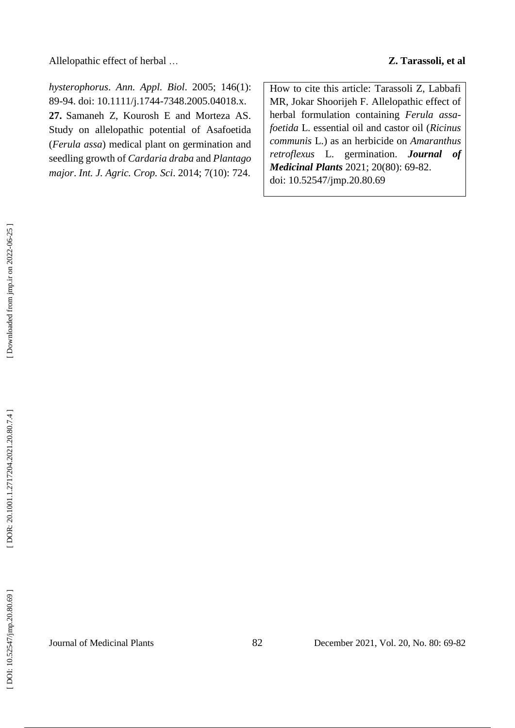*hysterophorus*. *Ann. Appl. Biol*. 2005; 146(1): 89-94. doi: 10.1111/j.1744-7348.2005.04018.x.

**27.** Samaneh Z, Kourosh E and Morteza AS. Study on allelopathic potential of Asafoetida (*Ferula assa*) medical plant on germination and seedling growth of *Cardaria draba* and *Plantago major*. *Int. J. Agric. Crop. Sci*. 2014; 7(10): 724.

How to cite this article: Tarassoli Z, Labbafi MR, Jokar Shoorijeh F. Allelopathic effect of herbal formulation containing *Ferula assa-foetida* L. essential oil and castor oil (*Ricinus communis* L.) as an herbicide on *Amaranthus retroflexus* L. germination. ***Journal of Medicinal Plants*** 2021; 20(80): 69-82.
doi: 10.52547/jmp.20.80.69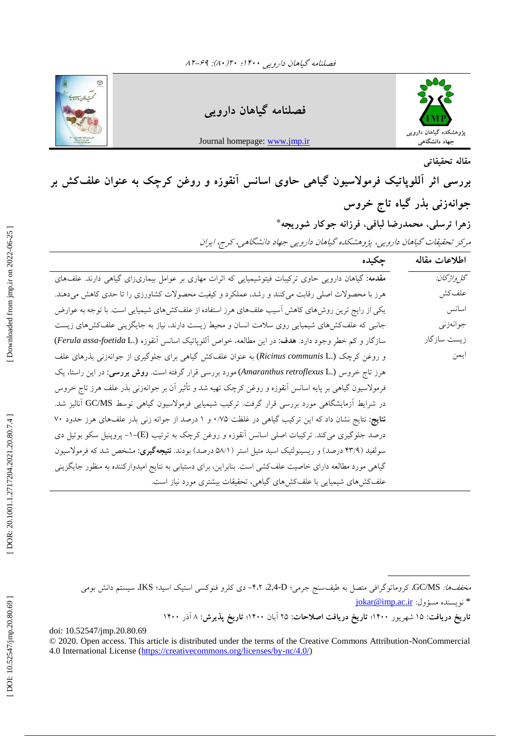فصلنامه گیاهان دارویی

Journal homepage: www.jmp.ir

پژوهشکده گیاهان دارویی
جهاد دانشگاهی

مقاله تحقیقاتی

# بررسی اثر آللوپاتیک فرمولاسیون گیاهی حاوی اسانس آنقوزه و روغن کرچک به عنوان علف‌کش بر جوانه‌زنی بذر گیاه تاج خروس

**زهرا ترسلی، محمدرضا لبافی، فرزانه جوکار شوریجه***

*مرکز تحقیقات گیاهان دارویی، پژوهشکده گیاهان دارویی جهاد دانشگاهی، کرج، ایران*

| اطلاعات مقاله | چکیده |
|---|---|
| *گل واژگان:* علف‌کش، اسانس، جوانه‌زنی، زیست سازگار، ایمن | **مقدمه:** گیاهان دارویی حاوی ترکیبات فیتوشیمیایی که اثرات مهاری بر عوامل بیماری‌زای گیاهی دارند. علف‌های هرز با محصولات اصلی رقابت می‌کنند و رشد، عملکرد و کیفیت محصولات کشاورزی را تا حدی کاهش می‌دهند. یکی از رایج ترین روش‌های کاهش آسیب علف‌های هرز استفاده از علف‌کش‌های شیمیایی است. با توجه به عوارض جانبی که علف‌کش‌های شیمیایی روی سلامت انسان و محیط زیست دارند، نیاز به جایگزینی علف‌کش‌های زیست سازگار و کم خطر وجود دارد. **هدف:** در این مطالعه، خواص آللوپاتیک اسانس آنقوزه (*Ferula assa-foetida* L.) و روغن کرچک (*Ricinus communis* L.) به عنوان علف‌کش گیاهی برای جلوگیری از جوانه‌زنی بذرهای علف هرز تاج خروس (*Amaranthus retroflexus* L.) مورد بررسی قرار گرفته است. **روش بررسی:** در این راستا، یک فرمولاسیون گیاهی بر پایه اسانس آنقوزه و روغن کرچک تهیه شد و تأثیر آن بر جوانه‌زنی بذر علف هرز تاج خروس در شرایط آزمایشگاهی مورد بررسی قرار گرفت. ترکیب شیمیایی فرمولاسیون گیاهی توسط GC/MS آنالیز شد. **نتایج:** نتایج نشان داد که این ترکیب گیاهی در غلظت ۰/۷۵ و ۱ درصد از جوانه زنی بذر علف‌های هرز حدود ۷۰ درصد جلوگیری می‌کند. ترکیبات اصلی اسانس آنقوزه و روغن کرچک به ترتیب (E)-۱- پروپنیل سکو بوتیل دی سولفید (۴۳/۹ درصد) و ریسینولئیک اسید متیل استر (۵۸/۱ درصد) بودند. **نتیجه‌گیری:** مشخص شد که فرمولاسیون گیاهی مورد مطالعه دارای خاصیت علف‌کشی است. بنابراین، برای دستیابی به نتایج امیدوارکننده به منظور جایگزینی علف‌کش‌های شیمیایی با علف‌کش‌های گیاهی، تحقیقات بیشتری مورد نیاز است. |

*مخفف‌ها:* GC/MS، کروماتوگرافی متصل به طیف‌سنج جرمی؛ 2,4-D، ۴،۲- دی کلرو فنوکسی استیک اسید؛ IKS، سیستم دانش بومی

\* نویسنده مسؤول: jokar@imp.ac.ir

**تاریخ دریافت:** ۱۵ شهریور ۱۴۰۰؛ **تاریخ دریافت اصلاحات:** ۲۵ آبان ۱۴۰۰؛ **تاریخ پذیرش:** ۸ آذر ۱۴۰۰

doi: 10.52547/jmp.20.80.69

© 2020. Open access. This article is distributed under the terms of the Creative Commons Attribution-NonCommercial 4.0 International License (https://creativecommons.org/licenses/by-nc/4.0/)